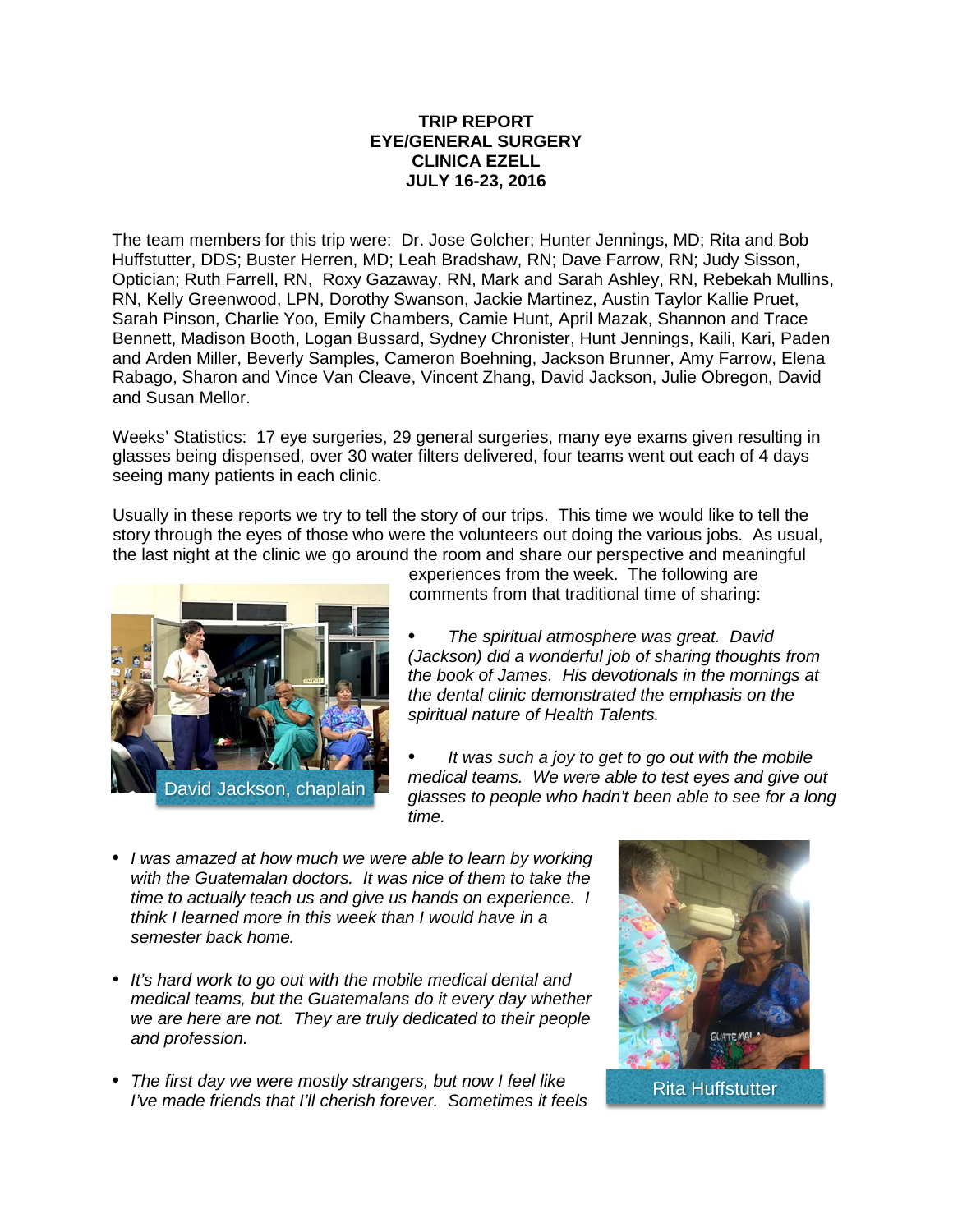# TRIP REPORT
# EYE/GENERAL SURGERY
# CLINICA EZELL
# JULY 16-23, 2016

The team members for this trip were: Dr. Jose Golcher; Hunter Jennings, MD; Rita and Bob Huffstutter, DDS; Buster Herren, MD; Leah Bradshaw, RN; Dave Farrow, RN; Judy Sisson, Optician; Ruth Farrell, RN, Roxy Gazaway, RN, Mark and Sarah Ashley, RN, Rebekah Mullins, RN, Kelly Greenwood, LPN, Dorothy Swanson, Jackie Martinez, Austin Taylor Kallie Pruet, Sarah Pinson, Charlie Yoo, Emily Chambers, Camie Hunt, April Mazak, Shannon and Trace Bennett, Madison Booth, Logan Bussard, Sydney Chronister, Hunt Jennings, Kaili, Kari, Paden and Arden Miller, Beverly Samples, Cameron Boehning, Jackson Brunner, Amy Farrow, Elena Rabago, Sharon and Vince Van Cleave, Vincent Zhang, David Jackson, Julie Obregon, David and Susan Mellor.

Weeks' Statistics: 17 eye surgeries, 29 general surgeries, many eye exams given resulting in glasses being dispensed, over 30 water filters delivered, four teams went out each of 4 days seeing many patients in each clinic.

Usually in these reports we try to tell the story of our trips. This time we would like to tell the story through the eyes of those who were the volunteers out doing the various jobs. As usual, the last night at the clinic we go around the room and share our perspective and meaningful experiences from the week. The following are comments from that traditional time of sharing:

David Jackson, chaplain

- *The spiritual atmosphere was great. David (Jackson) did a wonderful job of sharing thoughts from the book of James. His devotionals in the mornings at the dental clinic demonstrated the emphasis on the spiritual nature of Health Talents.*

- *It was such a joy to get to go out with the mobile medical teams. We were able to test eyes and give out glasses to people who hadn't been able to see for a long time.*

- *I was amazed at how much we were able to learn by working with the Guatemalan doctors. It was nice of them to take the time to actually teach us and give us hands on experience. I think I learned more in this week than I would have in a semester back home.*

- *It's hard work to go out with the mobile medical dental and medical teams, but the Guatemalans do it every day whether we are here are not. They are truly dedicated to their people and profession.*

- *The first day we were mostly strangers, but now I feel like I've made friends that I'll cherish forever. Sometimes it feels*

Rita Huffstutter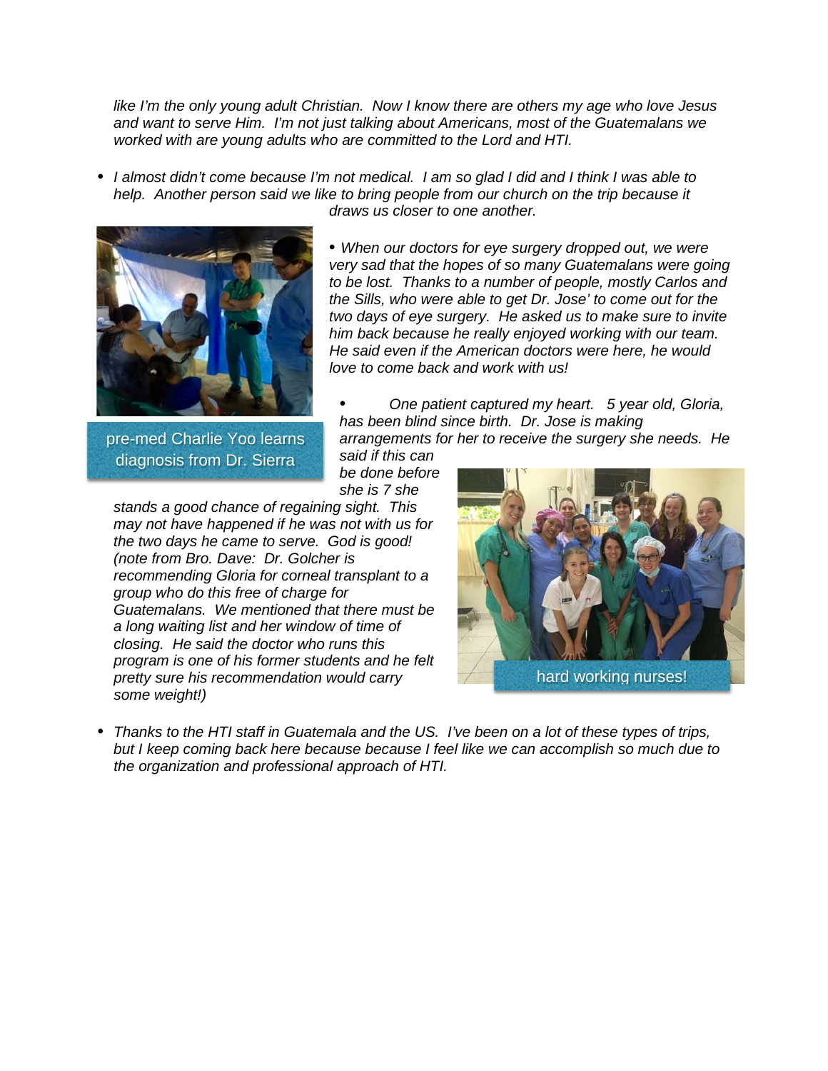*like I'm the only young adult Christian. Now I know there are others my age who love Jesus and want to serve Him. I'm not just talking about Americans, most of the Guatemalans we worked with are young adults who are committed to the Lord and HTI.*

- *I almost didn't come because I'm not medical. I am so glad I did and I think I was able to help. Another person said we like to bring people from our church on the trip because it draws us closer to one another.*

pre-med Charlie Yoo learns diagnosis from Dr. Sierra

- *When our doctors for eye surgery dropped out, we were very sad that the hopes of so many Guatemalans were going to be lost. Thanks to a number of people, mostly Carlos and the Sills, who were able to get Dr. Jose' to come out for the two days of eye surgery. He asked us to make sure to invite him back because he really enjoyed working with our team. He said even if the American doctors were here, he would love to come back and work with us!*

- *One patient captured my heart. 5 year old, Gloria, has been blind since birth. Dr. Jose is making arrangements for her to receive the surgery she needs. He said if this can be done before she is 7 she stands a good chance of regaining sight. This may not have happened if he was not with us for the two days he came to serve. God is good! (note from Bro. Dave: Dr. Golcher is recommending Gloria for corneal transplant to a group who do this free of charge for Guatemalans. We mentioned that there must be a long waiting list and her window of time of closing. He said the doctor who runs this program is one of his former students and he felt pretty sure his recommendation would carry some weight!)*

hard working nurses!

- *Thanks to the HTI staff in Guatemala and the US. I've been on a lot of these types of trips, but I keep coming back here because because I feel like we can accomplish so much due to the organization and professional approach of HTI.*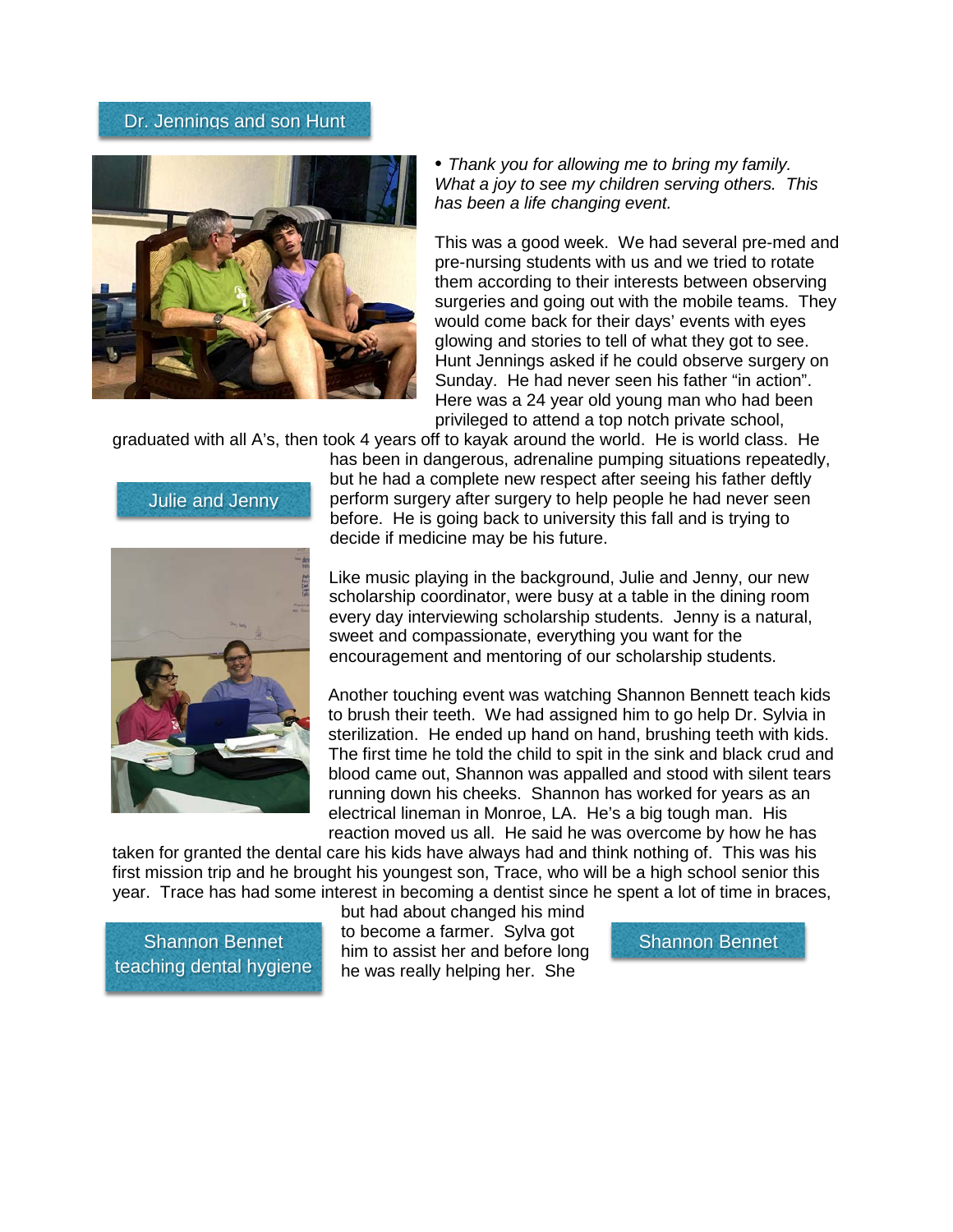Dr. Jennings and son Hunt

• *Thank you for allowing me to bring my family. What a joy to see my children serving others. This has been a life changing event.*

This was a good week. We had several pre-med and pre-nursing students with us and we tried to rotate them according to their interests between observing surgeries and going out with the mobile teams. They would come back for their days' events with eyes glowing and stories to tell of what they got to see. Hunt Jennings asked if he could observe surgery on Sunday. He had never seen his father "in action". Here was a 24 year old young man who had been privileged to attend a top notch private school, graduated with all A's, then took 4 years off to kayak around the world. He is world class. He has been in dangerous, adrenaline pumping situations repeatedly, but he had a complete new respect after seeing his father deftly perform surgery after surgery to help people he had never seen before. He is going back to university this fall and is trying to decide if medicine may be his future.

Julie and Jenny

Like music playing in the background, Julie and Jenny, our new scholarship coordinator, were busy at a table in the dining room every day interviewing scholarship students. Jenny is a natural, sweet and compassionate, everything you want for the encouragement and mentoring of our scholarship students.

Another touching event was watching Shannon Bennett teach kids to brush their teeth. We had assigned him to go help Dr. Sylvia in sterilization. He ended up hand on hand, brushing teeth with kids. The first time he told the child to spit in the sink and black crud and blood came out, Shannon was appalled and stood with silent tears running down his cheeks. Shannon has worked for years as an electrical lineman in Monroe, LA. He's a big tough man. His reaction moved us all. He said he was overcome by how he has taken for granted the dental care his kids have always had and think nothing of. This was his first mission trip and he brought his youngest son, Trace, who will be a high school senior this year. Trace has had some interest in becoming a dentist since he spent a lot of time in braces, but had about changed his mind to become a farmer. Sylva got him to assist her and before long he was really helping her. She

Shannon Bennet teaching dental hygiene

Shannon Bennet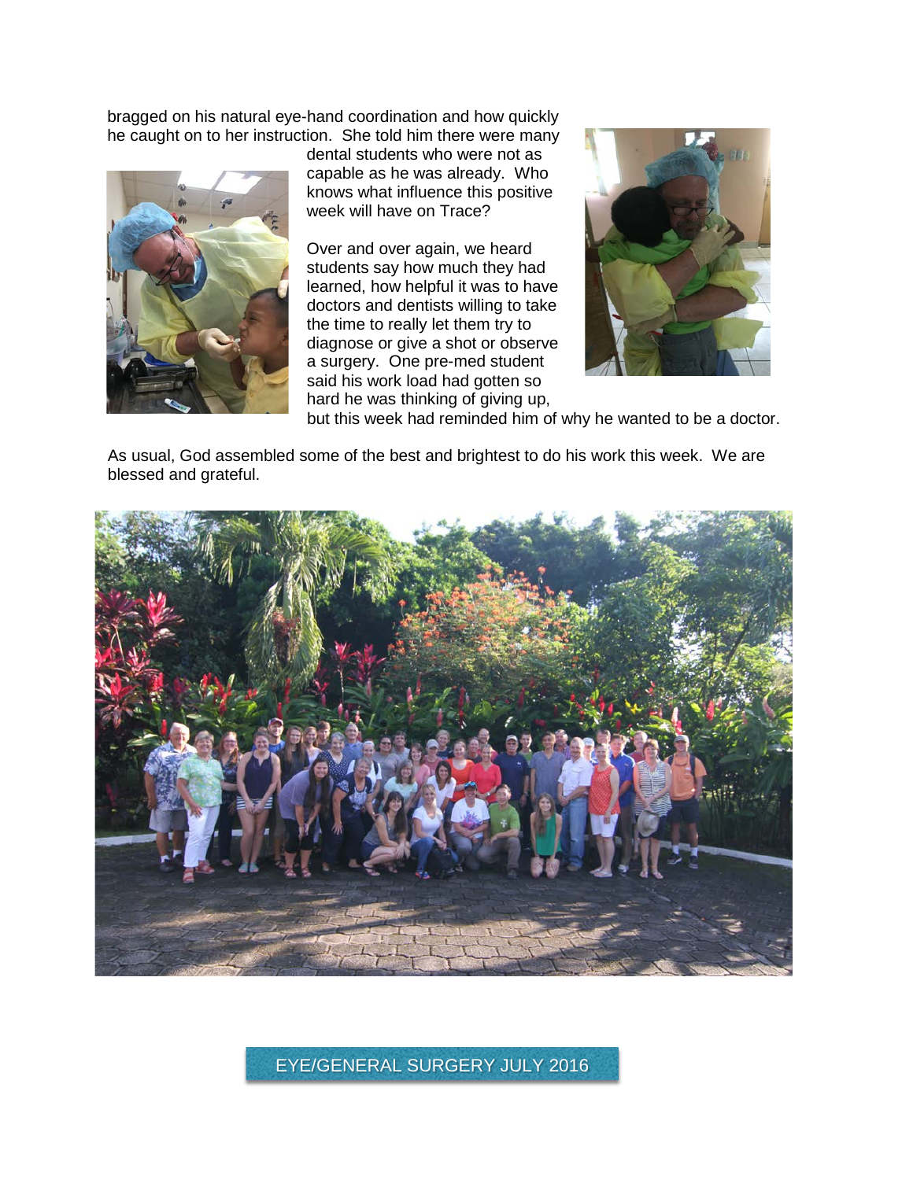bragged on his natural eye-hand coordination and how quickly he caught on to her instruction. She told him there were many dental students who were not as capable as he was already. Who knows what influence this positive week will have on Trace?

Over and over again, we heard students say how much they had learned, how helpful it was to have doctors and dentists willing to take the time to really let them try to diagnose or give a shot or observe a surgery. One pre-med student said his work load had gotten so hard he was thinking of giving up, but this week had reminded him of why he wanted to be a doctor.

As usual, God assembled some of the best and brightest to do his work this week. We are blessed and grateful.

EYE/GENERAL SURGERY JULY 2016